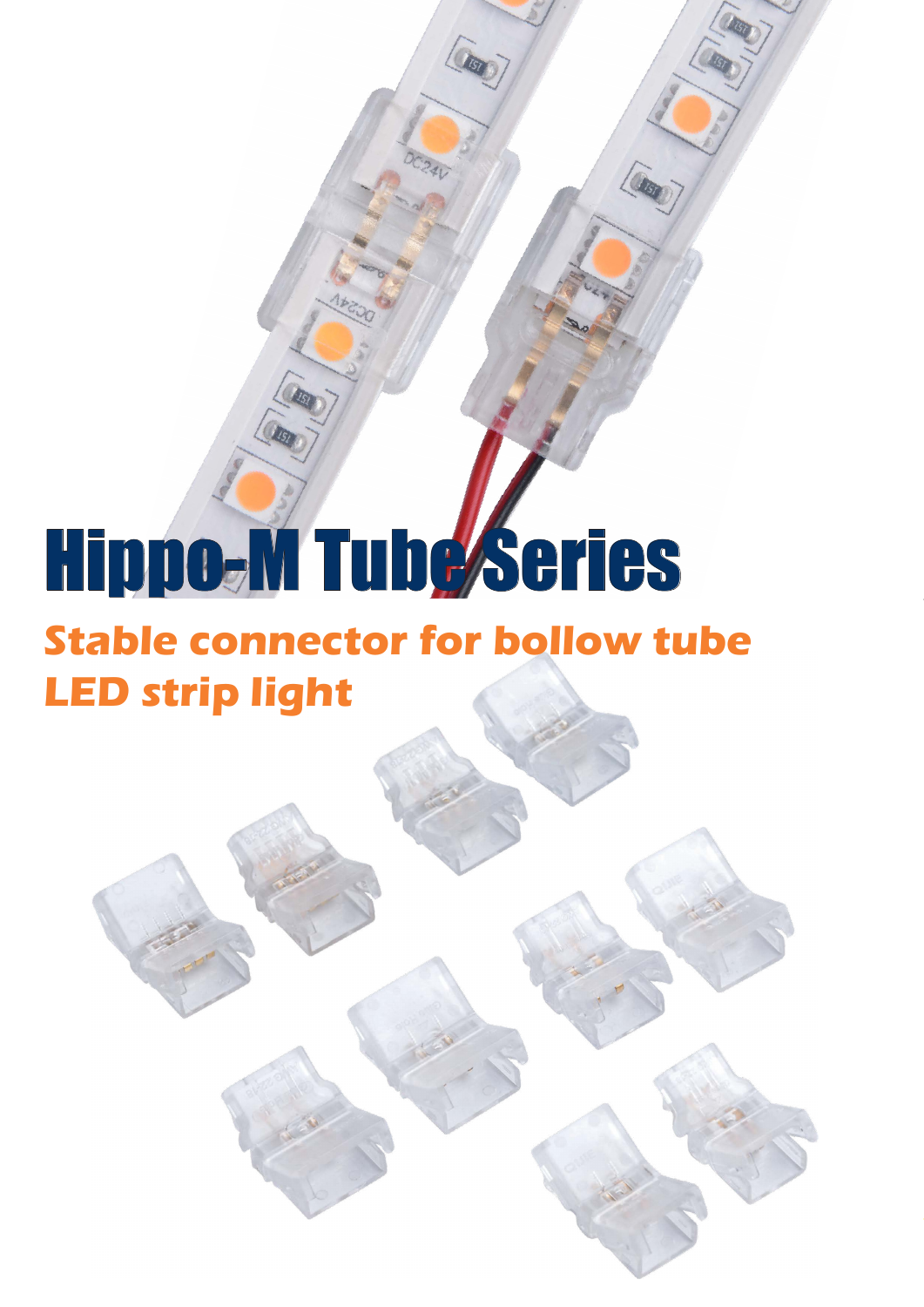# Hippo-M Tube Series

## *Stable connector for bollow tube LED strip light*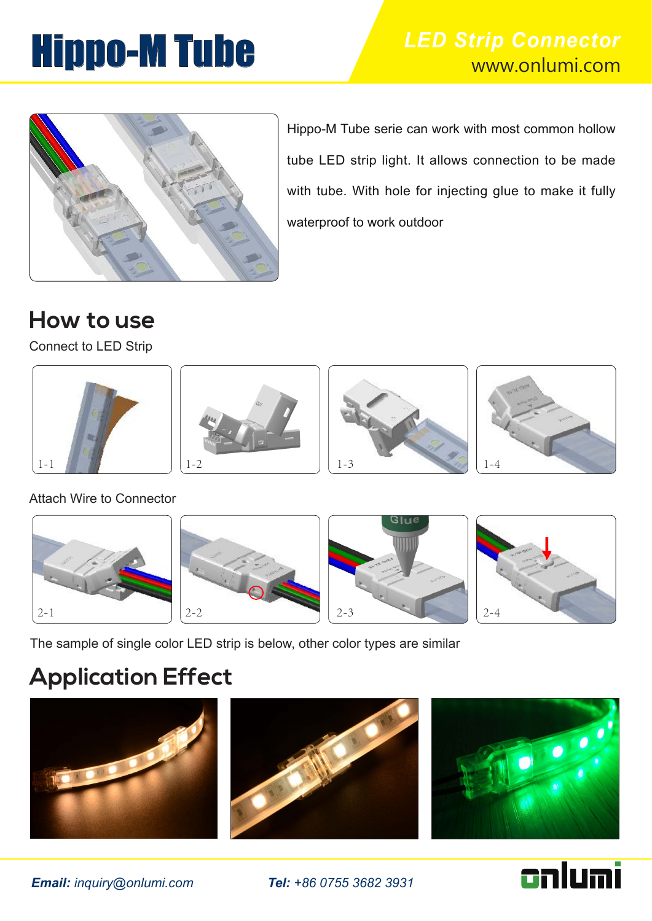# Hippo-M Tube

***LED Strip Connector***
www.onlumi.com

Hippo-M Tube serie can work with most common hollow tube LED strip light. It allows connection to be made with tube. With hole for injecting glue to make it fully waterproof to work outdoor

## How to use

Connect to LED Strip

1-1 1-2 1-3 1-4

Attach Wire to Connector

2-1 2-2 2-3 2-4

The sample of single color LED strip is below, other color types are similar

## Application Effect

***Email:*** *inquiry@onlumi.com* ***Tel:*** *+86 0755 3682 3931*

onlumi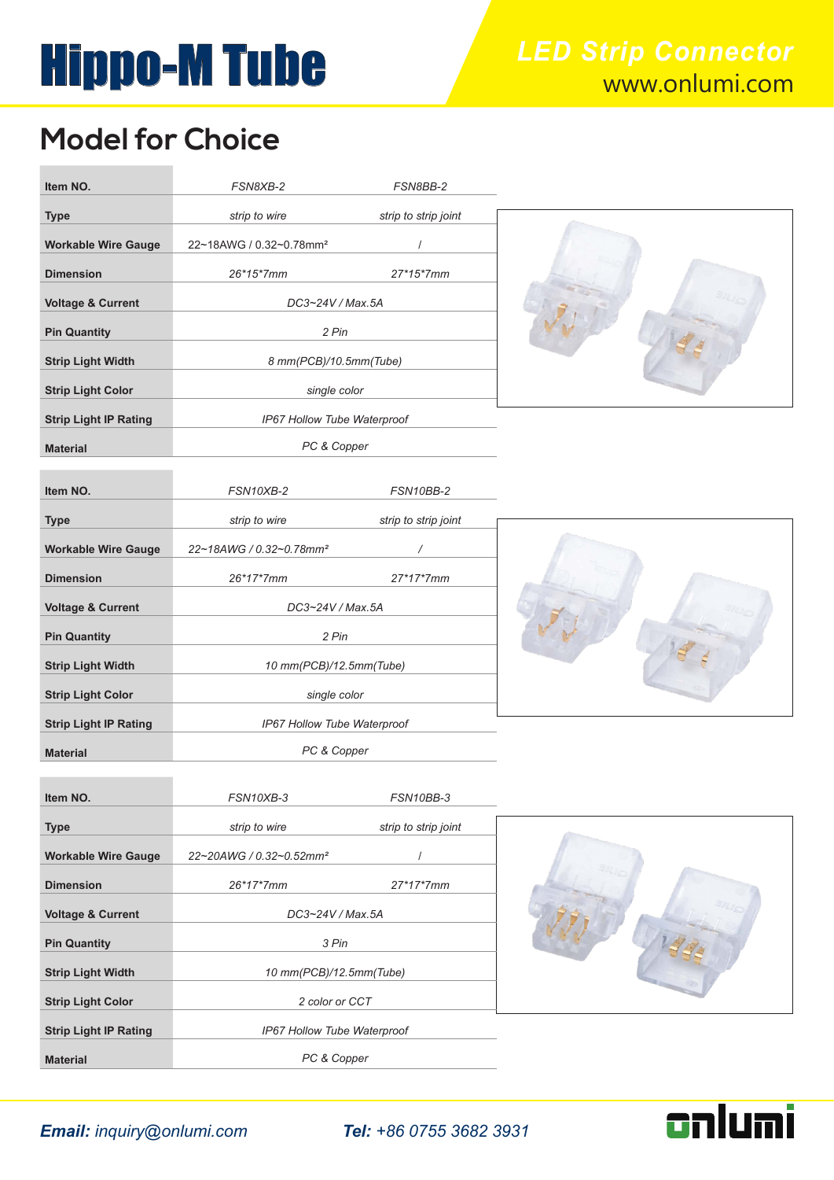# Hippo-M Tube

**LED Strip Connector**
www.onlumi.com

## Model for Choice

| | | |
|---|---|---|
| **Item NO.** | FSN8XB-2 | FSN8BB-2 |
| **Type** | strip to wire | strip to strip joint |
| **Workable Wire Gauge** | 22~18AWG / 0.32~0.78mm² | / |
| **Dimension** | 26*15*7mm | 27*15*7mm |
| **Voltage & Current** | DC3~24V / Max.5A | |
| **Pin Quantity** | 2 Pin | |
| **Strip Light Width** | 8 mm(PCB)/10.5mm(Tube) | |
| **Strip Light Color** | single color | |
| **Strip Light IP Rating** | IP67 Hollow Tube Waterproof | |
| **Material** | PC & Copper | |

| | | |
|---|---|---|
| **Item NO.** | FSN10XB-2 | FSN10BB-2 |
| **Type** | strip to wire | strip to strip joint |
| **Workable Wire Gauge** | 22~18AWG / 0.32~0.78mm² | / |
| **Dimension** | 26*17*7mm | 27*17*7mm |
| **Voltage & Current** | DC3~24V / Max.5A | |
| **Pin Quantity** | 2 Pin | |
| **Strip Light Width** | 10 mm(PCB)/12.5mm(Tube) | |
| **Strip Light Color** | single color | |
| **Strip Light IP Rating** | IP67 Hollow Tube Waterproof | |
| **Material** | PC & Copper | |

| | | |
|---|---|---|
| **Item NO.** | FSN10XB-3 | FSN10BB-3 |
| **Type** | strip to wire | strip to strip joint |
| **Workable Wire Gauge** | 22~20AWG / 0.32~0.52mm² | / |
| **Dimension** | 26*17*7mm | 27*17*7mm |
| **Voltage & Current** | DC3~24V / Max.5A | |
| **Pin Quantity** | 3 Pin | |
| **Strip Light Width** | 10 mm(PCB)/12.5mm(Tube) | |
| **Strip Light Color** | 2 color or CCT | |
| **Strip Light IP Rating** | IP67 Hollow Tube Waterproof | |
| **Material** | PC & Copper | |

**Email:** inquiry@onlumi.com **Tel:** +86 0755 3682 3931

onlumi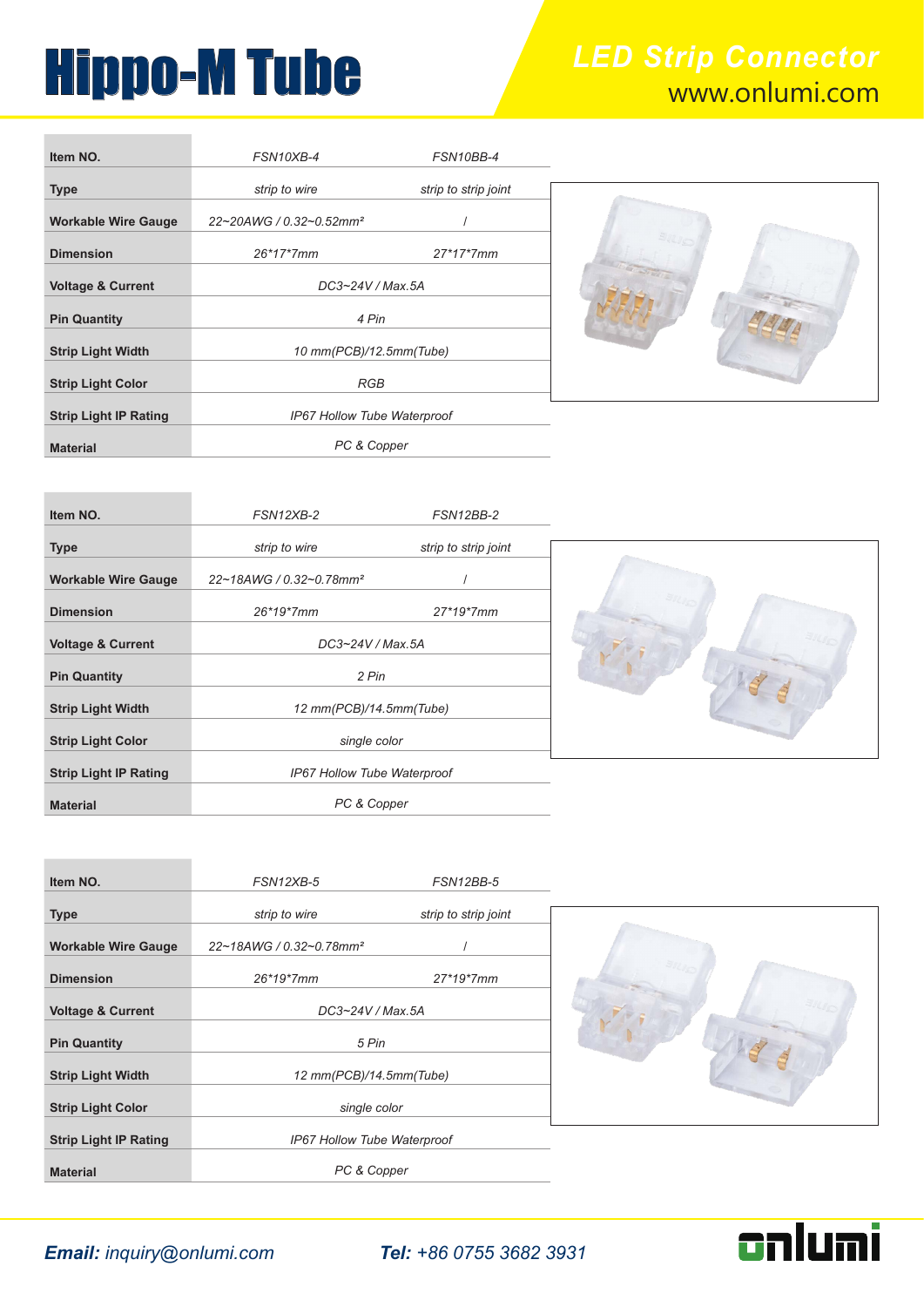# Hippo-M Tube

## LED Strip Connector

www.onlumi.com

| | | |
|---|---|---|
| **Item NO.** | FSN10XB-4 | FSN10BB-4 |
| **Type** | strip to wire | strip to strip joint |
| **Workable Wire Gauge** | 22~20AWG / 0.32~0.52mm² | / |
| **Dimension** | 26*17*7mm | 27*17*7mm |
| **Voltage & Current** | DC3~24V / Max.5A | |
| **Pin Quantity** | 4 Pin | |
| **Strip Light Width** | 10 mm(PCB)/12.5mm(Tube) | |
| **Strip Light Color** | RGB | |
| **Strip Light IP Rating** | IP67 Hollow Tube Waterproof | |
| **Material** | PC & Copper | |

| | | |
|---|---|---|
| **Item NO.** | FSN12XB-2 | FSN12BB-2 |
| **Type** | strip to wire | strip to strip joint |
| **Workable Wire Gauge** | 22~18AWG / 0.32~0.78mm² | / |
| **Dimension** | 26*19*7mm | 27*19*7mm |
| **Voltage & Current** | DC3~24V / Max.5A | |
| **Pin Quantity** | 2 Pin | |
| **Strip Light Width** | 12 mm(PCB)/14.5mm(Tube) | |
| **Strip Light Color** | single color | |
| **Strip Light IP Rating** | IP67 Hollow Tube Waterproof | |
| **Material** | PC & Copper | |

| | | |
|---|---|---|
| **Item NO.** | FSN12XB-5 | FSN12BB-5 |
| **Type** | strip to wire | strip to strip joint |
| **Workable Wire Gauge** | 22~18AWG / 0.32~0.78mm² | / |
| **Dimension** | 26*19*7mm | 27*19*7mm |
| **Voltage & Current** | DC3~24V / Max.5A | |
| **Pin Quantity** | 5 Pin | |
| **Strip Light Width** | 12 mm(PCB)/14.5mm(Tube) | |
| **Strip Light Color** | single color | |
| **Strip Light IP Rating** | IP67 Hollow Tube Waterproof | |
| **Material** | PC & Copper | |

***Email:*** *inquiry@onlumi.com* ***Tel:*** *+86 0755 3682 3931*

onlumi